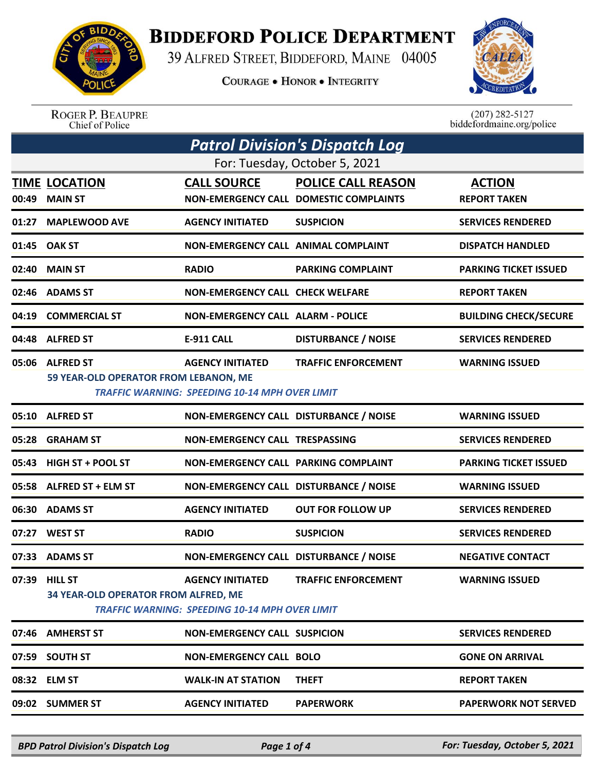# Biddeford Police Department

39 Alfred Street, Biddeford, Maine 04005

Courage • Honor • Integrity

Roger P. Beaupre
Chief of Police

(207) 282-5127
biddefordmaine.org/police

## *Patrol Division's Dispatch Log*

For: Tuesday, October 5, 2021

| TIME | LOCATION | CALL SOURCE | POLICE CALL REASON | ACTION |
|---|---|---|---|---|
| 00:49 | MAIN ST | NON-EMERGENCY CALL | DOMESTIC COMPLAINTS | REPORT TAKEN |
| 01:27 | MAPLEWOOD AVE | AGENCY INITIATED | SUSPICION | SERVICES RENDERED |
| 01:45 | OAK ST | NON-EMERGENCY CALL | ANIMAL COMPLAINT | DISPATCH HANDLED |
| 02:40 | MAIN ST | RADIO | PARKING COMPLAINT | PARKING TICKET ISSUED |
| 02:46 | ADAMS ST | NON-EMERGENCY CALL | CHECK WELFARE | REPORT TAKEN |
| 04:19 | COMMERCIAL ST | NON-EMERGENCY CALL | ALARM - POLICE | BUILDING CHECK/SECURE |
| 04:48 | ALFRED ST | E-911 CALL | DISTURBANCE / NOISE | SERVICES RENDERED |
| 05:06 | ALFRED ST | AGENCY INITIATED | TRAFFIC ENFORCEMENT | WARNING ISSUED |
| | 59 YEAR-OLD OPERATOR FROM LEBANON, ME<br>*TRAFFIC WARNING: SPEEDING 10-14 MPH OVER LIMIT* | | | |
| 05:10 | ALFRED ST | NON-EMERGENCY CALL | DISTURBANCE / NOISE | WARNING ISSUED |
| 05:28 | GRAHAM ST | NON-EMERGENCY CALL | TRESPASSING | SERVICES RENDERED |
| 05:43 | HIGH ST + POOL ST | NON-EMERGENCY CALL | PARKING COMPLAINT | PARKING TICKET ISSUED |
| 05:58 | ALFRED ST + ELM ST | NON-EMERGENCY CALL | DISTURBANCE / NOISE | WARNING ISSUED |
| 06:30 | ADAMS ST | AGENCY INITIATED | OUT FOR FOLLOW UP | SERVICES RENDERED |
| 07:27 | WEST ST | RADIO | SUSPICION | SERVICES RENDERED |
| 07:33 | ADAMS ST | NON-EMERGENCY CALL | DISTURBANCE / NOISE | NEGATIVE CONTACT |
| 07:39 | HILL ST | AGENCY INITIATED | TRAFFIC ENFORCEMENT | WARNING ISSUED |
| | 34 YEAR-OLD OPERATOR FROM ALFRED, ME<br>*TRAFFIC WARNING: SPEEDING 10-14 MPH OVER LIMIT* | | | |
| 07:46 | AMHERST ST | NON-EMERGENCY CALL | SUSPICION | SERVICES RENDERED |
| 07:59 | SOUTH ST | NON-EMERGENCY CALL | BOLO | GONE ON ARRIVAL |
| 08:32 | ELM ST | WALK-IN AT STATION | THEFT | REPORT TAKEN |
| 09:02 | SUMMER ST | AGENCY INITIATED | PAPERWORK | PAPERWORK NOT SERVED |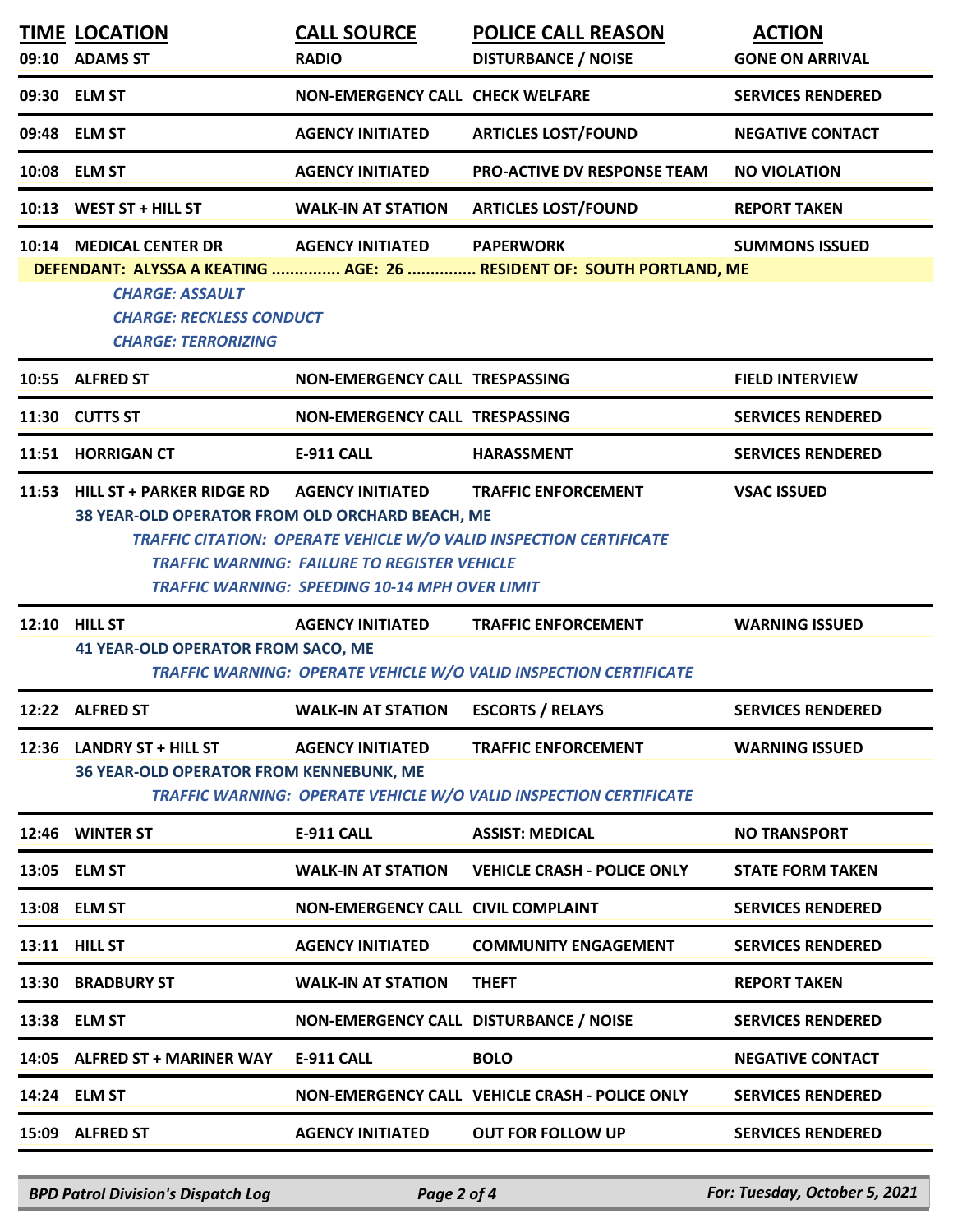| TIME | LOCATION | CALL SOURCE | POLICE CALL REASON | ACTION |
|---|---|---|---|---|
| 09:10 | ADAMS ST | RADIO | DISTURBANCE / NOISE | GONE ON ARRIVAL |
| 09:30 | ELM ST | NON-EMERGENCY CALL | CHECK WELFARE | SERVICES RENDERED |
| 09:48 | ELM ST | AGENCY INITIATED | ARTICLES LOST/FOUND | NEGATIVE CONTACT |
| 10:08 | ELM ST | AGENCY INITIATED | PRO-ACTIVE DV RESPONSE TEAM | NO VIOLATION |
| 10:13 | WEST ST + HILL ST | WALK-IN AT STATION | ARTICLES LOST/FOUND | REPORT TAKEN |
| 10:14 | MEDICAL CENTER DR | AGENCY INITIATED | PAPERWORK | SUMMONS ISSUED |

**DEFENDANT: ALYSSA A KEATING ............... AGE: 26 ............... RESIDENT OF: SOUTH PORTLAND, ME**

*CHARGE: ASSAULT*
*CHARGE: RECKLESS CONDUCT*
*CHARGE: TERRORIZING*

| TIME | LOCATION | CALL SOURCE | POLICE CALL REASON | ACTION |
|---|---|---|---|---|
| 10:55 | ALFRED ST | NON-EMERGENCY CALL | TRESPASSING | FIELD INTERVIEW |
| 11:30 | CUTTS ST | NON-EMERGENCY CALL | TRESPASSING | SERVICES RENDERED |
| 11:51 | HORRIGAN CT | E-911 CALL | HARASSMENT | SERVICES RENDERED |
| 11:53 | HILL ST + PARKER RIDGE RD | AGENCY INITIATED | TRAFFIC ENFORCEMENT | VSAC ISSUED |

**38 YEAR-OLD OPERATOR FROM OLD ORCHARD BEACH, ME**

*TRAFFIC CITATION: OPERATE VEHICLE W/O VALID INSPECTION CERTIFICATE*
*TRAFFIC WARNING: FAILURE TO REGISTER VEHICLE*
*TRAFFIC WARNING: SPEEDING 10-14 MPH OVER LIMIT*

| TIME | LOCATION | CALL SOURCE | POLICE CALL REASON | ACTION |
|---|---|---|---|---|
| 12:10 | HILL ST | AGENCY INITIATED | TRAFFIC ENFORCEMENT | WARNING ISSUED |

**41 YEAR-OLD OPERATOR FROM SACO, ME**

*TRAFFIC WARNING: OPERATE VEHICLE W/O VALID INSPECTION CERTIFICATE*

| TIME | LOCATION | CALL SOURCE | POLICE CALL REASON | ACTION |
|---|---|---|---|---|
| 12:22 | ALFRED ST | WALK-IN AT STATION | ESCORTS / RELAYS | SERVICES RENDERED |
| 12:36 | LANDRY ST + HILL ST | AGENCY INITIATED | TRAFFIC ENFORCEMENT | WARNING ISSUED |

**36 YEAR-OLD OPERATOR FROM KENNEBUNK, ME**

*TRAFFIC WARNING: OPERATE VEHICLE W/O VALID INSPECTION CERTIFICATE*

| TIME | LOCATION | CALL SOURCE | POLICE CALL REASON | ACTION |
|---|---|---|---|---|
| 12:46 | WINTER ST | E-911 CALL | ASSIST: MEDICAL | NO TRANSPORT |
| 13:05 | ELM ST | WALK-IN AT STATION | VEHICLE CRASH - POLICE ONLY | STATE FORM TAKEN |
| 13:08 | ELM ST | NON-EMERGENCY CALL | CIVIL COMPLAINT | SERVICES RENDERED |
| 13:11 | HILL ST | AGENCY INITIATED | COMMUNITY ENGAGEMENT | SERVICES RENDERED |
| 13:30 | BRADBURY ST | WALK-IN AT STATION | THEFT | REPORT TAKEN |
| 13:38 | ELM ST | NON-EMERGENCY CALL | DISTURBANCE / NOISE | SERVICES RENDERED |
| 14:05 | ALFRED ST + MARINER WAY | E-911 CALL | BOLO | NEGATIVE CONTACT |
| 14:24 | ELM ST | NON-EMERGENCY CALL | VEHICLE CRASH - POLICE ONLY | SERVICES RENDERED |
| 15:09 | ALFRED ST | AGENCY INITIATED | OUT FOR FOLLOW UP | SERVICES RENDERED |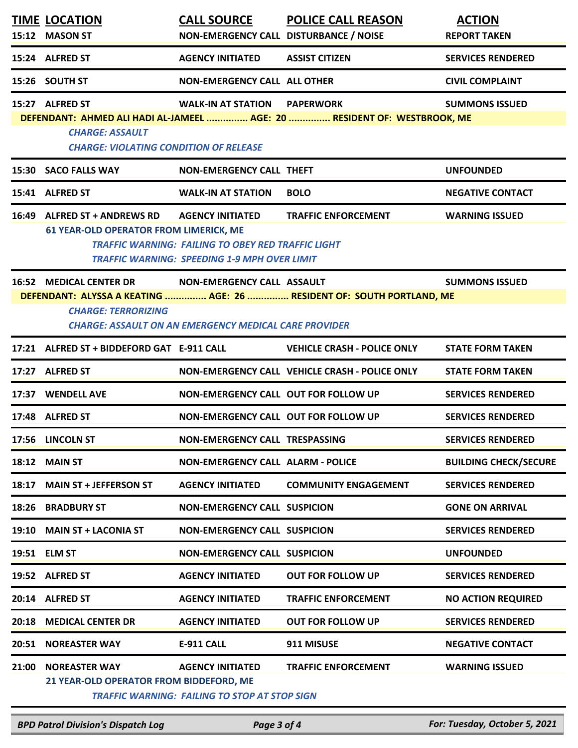| TIME | LOCATION | CALL SOURCE | POLICE CALL REASON | ACTION |
|---|---|---|---|---|
| 15:12 | MASON ST | NON-EMERGENCY CALL | DISTURBANCE / NOISE | REPORT TAKEN |
| 15:24 | ALFRED ST | AGENCY INITIATED | ASSIST CITIZEN | SERVICES RENDERED |
| 15:26 | SOUTH ST | NON-EMERGENCY CALL | ALL OTHER | CIVIL COMPLAINT |
| 15:27 | ALFRED ST | WALK-IN AT STATION | PAPERWORK | SUMMONS ISSUED |

**DEFENDANT: AHMED ALI HADI AL-JAMEEL ............... AGE: 20 ............... RESIDENT OF: WESTBROOK, ME**

*CHARGE: ASSAULT*

*CHARGE: VIOLATING CONDITION OF RELEASE*

| TIME | LOCATION | CALL SOURCE | POLICE CALL REASON | ACTION |
|---|---|---|---|---|
| 15:30 | SACO FALLS WAY | NON-EMERGENCY CALL | THEFT | UNFOUNDED |
| 15:41 | ALFRED ST | WALK-IN AT STATION | BOLO | NEGATIVE CONTACT |
| 16:49 | ALFRED ST + ANDREWS RD | AGENCY INITIATED | TRAFFIC ENFORCEMENT | WARNING ISSUED |

**61 YEAR-OLD OPERATOR FROM LIMERICK, ME**

*TRAFFIC WARNING: FAILING TO OBEY RED TRAFFIC LIGHT*

*TRAFFIC WARNING: SPEEDING 1-9 MPH OVER LIMIT*

| TIME | LOCATION | CALL SOURCE | POLICE CALL REASON | ACTION |
|---|---|---|---|---|
| 16:52 | MEDICAL CENTER DR | NON-EMERGENCY CALL | ASSAULT | SUMMONS ISSUED |

**DEFENDANT: ALYSSA A KEATING ............... AGE: 26 ............... RESIDENT OF: SOUTH PORTLAND, ME**

*CHARGE: TERRORIZING*

*CHARGE: ASSAULT ON AN EMERGENCY MEDICAL CARE PROVIDER*

| TIME | LOCATION | CALL SOURCE | POLICE CALL REASON | ACTION |
|---|---|---|---|---|
| 17:21 | ALFRED ST + BIDDEFORD GAT | E-911 CALL | VEHICLE CRASH - POLICE ONLY | STATE FORM TAKEN |
| 17:27 | ALFRED ST | NON-EMERGENCY CALL | VEHICLE CRASH - POLICE ONLY | STATE FORM TAKEN |
| 17:37 | WENDELL AVE | NON-EMERGENCY CALL | OUT FOR FOLLOW UP | SERVICES RENDERED |
| 17:48 | ALFRED ST | NON-EMERGENCY CALL | OUT FOR FOLLOW UP | SERVICES RENDERED |
| 17:56 | LINCOLN ST | NON-EMERGENCY CALL | TRESPASSING | SERVICES RENDERED |
| 18:12 | MAIN ST | NON-EMERGENCY CALL | ALARM - POLICE | BUILDING CHECK/SECURE |
| 18:17 | MAIN ST + JEFFERSON ST | AGENCY INITIATED | COMMUNITY ENGAGEMENT | SERVICES RENDERED |
| 18:26 | BRADBURY ST | NON-EMERGENCY CALL | SUSPICION | GONE ON ARRIVAL |
| 19:10 | MAIN ST + LACONIA ST | NON-EMERGENCY CALL | SUSPICION | SERVICES RENDERED |
| 19:51 | ELM ST | NON-EMERGENCY CALL | SUSPICION | UNFOUNDED |
| 19:52 | ALFRED ST | AGENCY INITIATED | OUT FOR FOLLOW UP | SERVICES RENDERED |
| 20:14 | ALFRED ST | AGENCY INITIATED | TRAFFIC ENFORCEMENT | NO ACTION REQUIRED |
| 20:18 | MEDICAL CENTER DR | AGENCY INITIATED | OUT FOR FOLLOW UP | SERVICES RENDERED |
| 20:51 | NOREASTER WAY | E-911 CALL | 911 MISUSE | NEGATIVE CONTACT |
| 21:00 | NOREASTER WAY | AGENCY INITIATED | TRAFFIC ENFORCEMENT | WARNING ISSUED |

**21 YEAR-OLD OPERATOR FROM BIDDEFORD, ME**

*TRAFFIC WARNING: FAILING TO STOP AT STOP SIGN*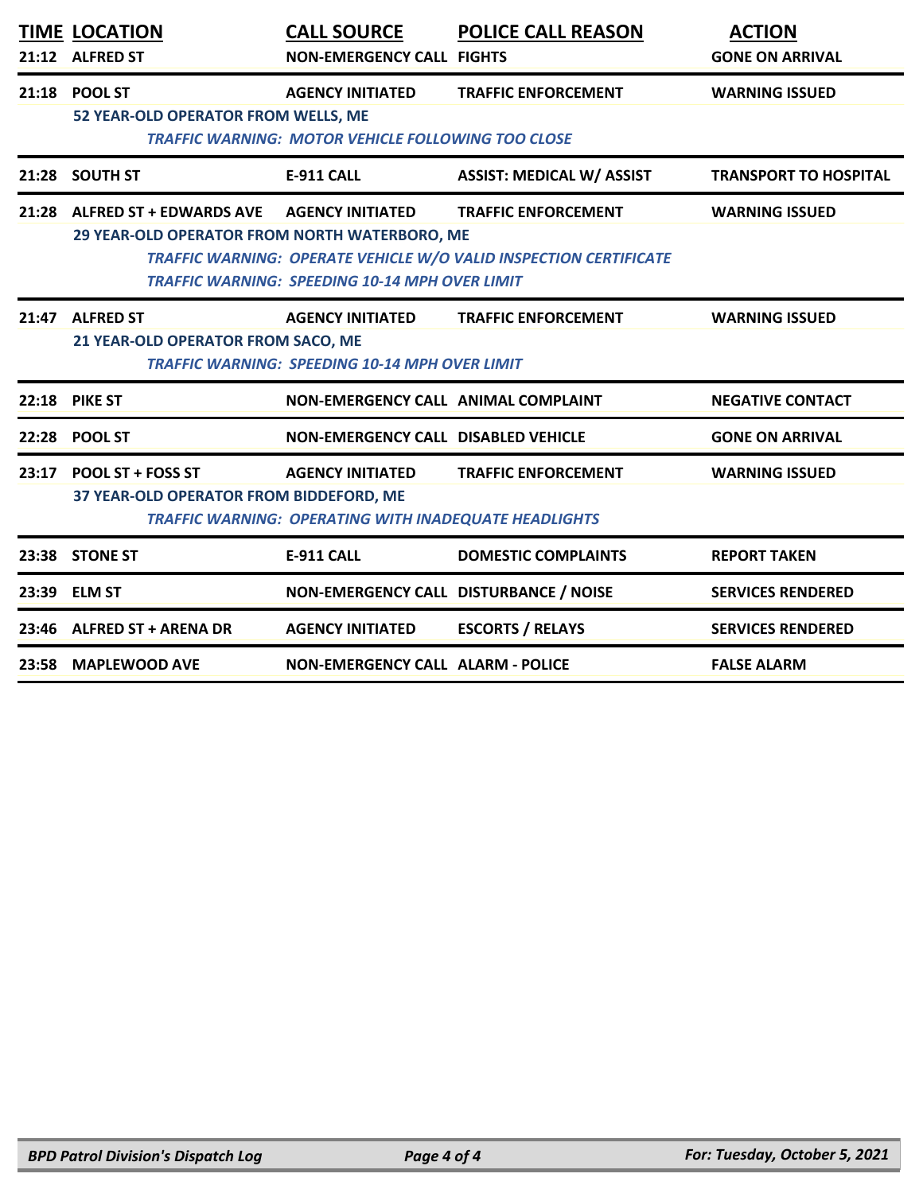| TIME | LOCATION | CALL SOURCE | POLICE CALL REASON | ACTION |
|---|---|---|---|---|
| 21:12 | ALFRED ST | NON-EMERGENCY CALL | FIGHTS | GONE ON ARRIVAL |
| 21:18 | POOL ST | AGENCY INITIATED | TRAFFIC ENFORCEMENT | WARNING ISSUED |
| | 52 YEAR-OLD OPERATOR FROM WELLS, ME | | | |
| | *TRAFFIC WARNING: MOTOR VEHICLE FOLLOWING TOO CLOSE* | | | |
| 21:28 | SOUTH ST | E-911 CALL | ASSIST: MEDICAL W/ ASSIST | TRANSPORT TO HOSPITAL |
| 21:28 | ALFRED ST + EDWARDS AVE | AGENCY INITIATED | TRAFFIC ENFORCEMENT | WARNING ISSUED |
| | 29 YEAR-OLD OPERATOR FROM NORTH WATERBORO, ME | | | |
| | *TRAFFIC WARNING: OPERATE VEHICLE W/O VALID INSPECTION CERTIFICATE* | | | |
| | *TRAFFIC WARNING: SPEEDING 10-14 MPH OVER LIMIT* | | | |
| 21:47 | ALFRED ST | AGENCY INITIATED | TRAFFIC ENFORCEMENT | WARNING ISSUED |
| | 21 YEAR-OLD OPERATOR FROM SACO, ME | | | |
| | *TRAFFIC WARNING: SPEEDING 10-14 MPH OVER LIMIT* | | | |
| 22:18 | PIKE ST | NON-EMERGENCY CALL | ANIMAL COMPLAINT | NEGATIVE CONTACT |
| 22:28 | POOL ST | NON-EMERGENCY CALL | DISABLED VEHICLE | GONE ON ARRIVAL |
| 23:17 | POOL ST + FOSS ST | AGENCY INITIATED | TRAFFIC ENFORCEMENT | WARNING ISSUED |
| | 37 YEAR-OLD OPERATOR FROM BIDDEFORD, ME | | | |
| | *TRAFFIC WARNING: OPERATING WITH INADEQUATE HEADLIGHTS* | | | |
| 23:38 | STONE ST | E-911 CALL | DOMESTIC COMPLAINTS | REPORT TAKEN |
| 23:39 | ELM ST | NON-EMERGENCY CALL | DISTURBANCE / NOISE | SERVICES RENDERED |
| 23:46 | ALFRED ST + ARENA DR | AGENCY INITIATED | ESCORTS / RELAYS | SERVICES RENDERED |
| 23:58 | MAPLEWOOD AVE | NON-EMERGENCY CALL | ALARM - POLICE | FALSE ALARM |